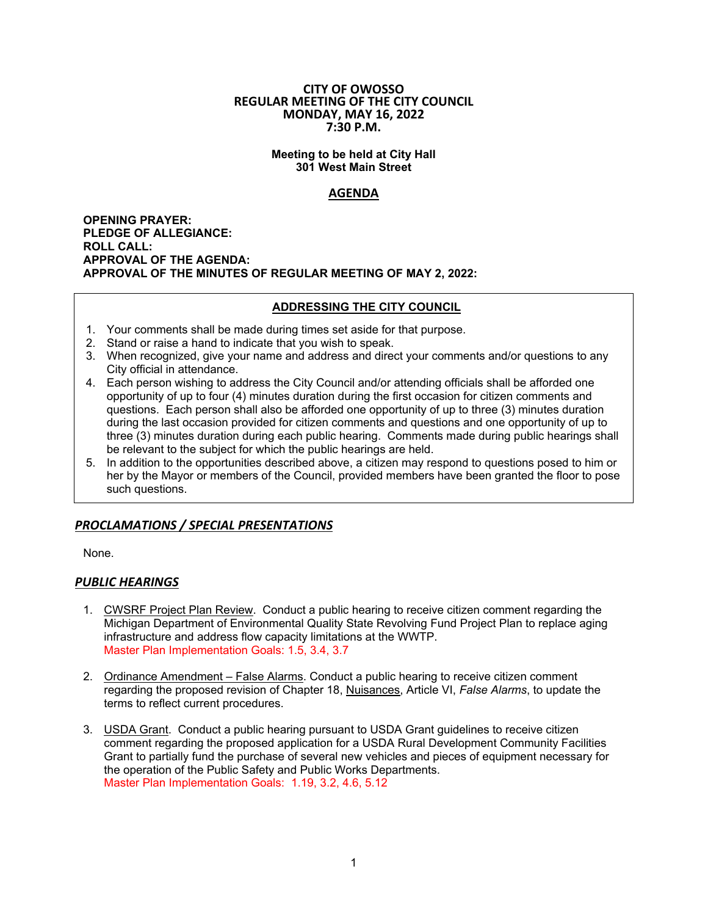# CITY OF OWOSSO
## REGULAR MEETING OF THE CITY COUNCIL
## MONDAY, MAY 16, 2022
## 7:30 P.M.

**Meeting to be held at City Hall**
**301 West Main Street**

## AGENDA

**OPENING PRAYER:**
**PLEDGE OF ALLEGIANCE:**
**ROLL CALL:**
**APPROVAL OF THE AGENDA:**
**APPROVAL OF THE MINUTES OF REGULAR MEETING OF MAY 2, 2022:**

### ADDRESSING THE CITY COUNCIL

1. Your comments shall be made during times set aside for that purpose.
2. Stand or raise a hand to indicate that you wish to speak.
3. When recognized, give your name and address and direct your comments and/or questions to any City official in attendance.
4. Each person wishing to address the City Council and/or attending officials shall be afforded one opportunity of up to four (4) minutes duration during the first occasion for citizen comments and questions. Each person shall also be afforded one opportunity of up to three (3) minutes duration during the last occasion provided for citizen comments and questions and one opportunity of up to three (3) minutes duration during each public hearing. Comments made during public hearings shall be relevant to the subject for which the public hearings are held.
5. In addition to the opportunities described above, a citizen may respond to questions posed to him or her by the Mayor or members of the Council, provided members have been granted the floor to pose such questions.

## *PROCLAMATIONS / SPECIAL PRESENTATIONS*

None.

## *PUBLIC HEARINGS*

1. CWSRF Project Plan Review. Conduct a public hearing to receive citizen comment regarding the Michigan Department of Environmental Quality State Revolving Fund Project Plan to replace aging infrastructure and address flow capacity limitations at the WWTP.
   Master Plan Implementation Goals: 1.5, 3.4, 3.7

2. Ordinance Amendment – False Alarms. Conduct a public hearing to receive citizen comment regarding the proposed revision of Chapter 18, Nuisances, Article VI, *False Alarms*, to update the terms to reflect current procedures.

3. USDA Grant. Conduct a public hearing pursuant to USDA Grant guidelines to receive citizen comment regarding the proposed application for a USDA Rural Development Community Facilities Grant to partially fund the purchase of several new vehicles and pieces of equipment necessary for the operation of the Public Safety and Public Works Departments.
   Master Plan Implementation Goals: 1.19, 3.2, 4.6, 5.12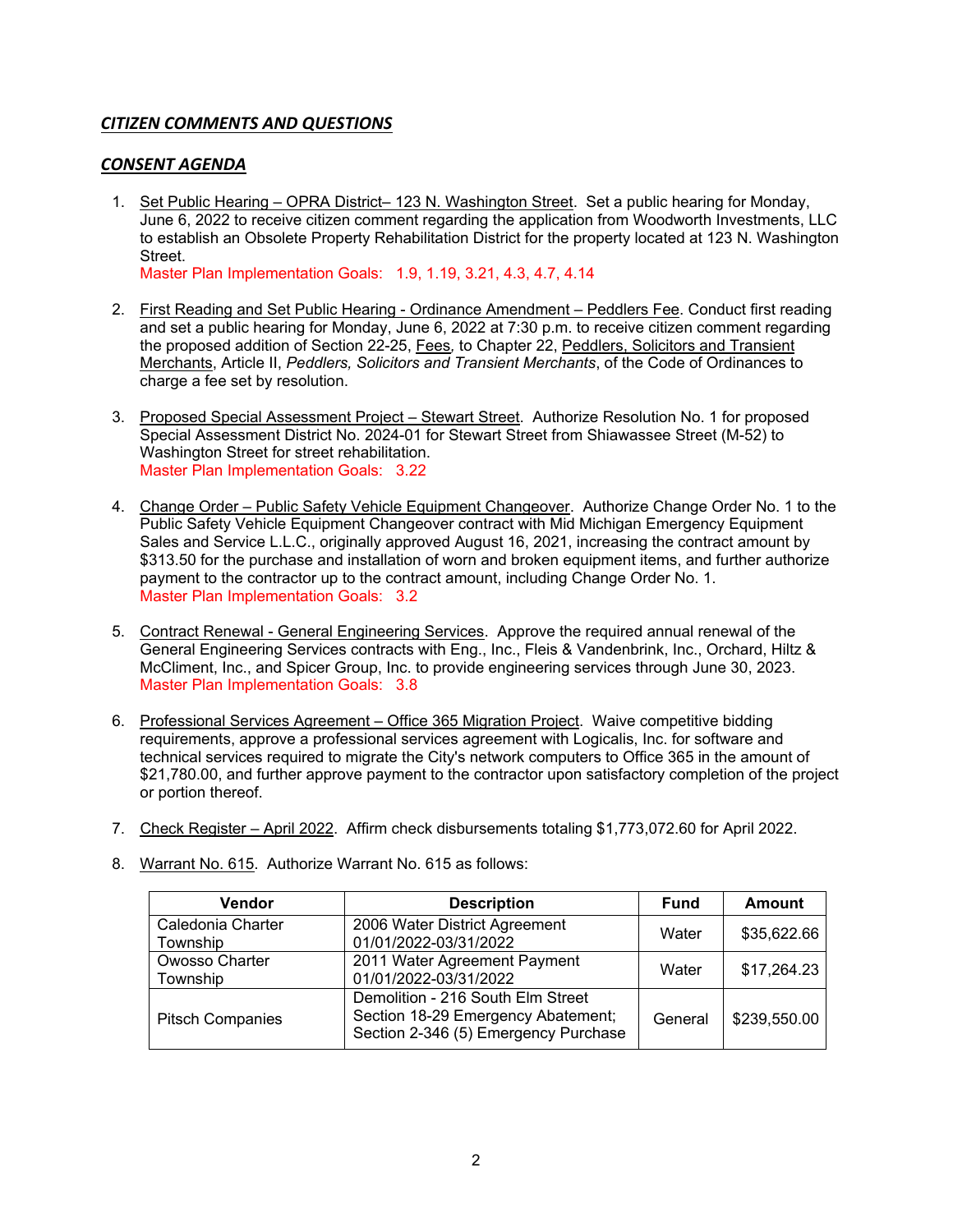## ***CITIZEN COMMENTS AND QUESTIONS***

## ***CONSENT AGENDA***

1. Set Public Hearing – OPRA District– 123 N. Washington Street. Set a public hearing for Monday, June 6, 2022 to receive citizen comment regarding the application from Woodworth Investments, LLC to establish an Obsolete Property Rehabilitation District for the property located at 123 N. Washington Street.
   Master Plan Implementation Goals: 1.9, 1.19, 3.21, 4.3, 4.7, 4.14

2. First Reading and Set Public Hearing - Ordinance Amendment – Peddlers Fee. Conduct first reading and set a public hearing for Monday, June 6, 2022 at 7:30 p.m. to receive citizen comment regarding the proposed addition of Section 22-25, Fees, to Chapter 22, Peddlers, Solicitors and Transient Merchants, Article II, *Peddlers, Solicitors and Transient Merchants*, of the Code of Ordinances to charge a fee set by resolution.

3. Proposed Special Assessment Project – Stewart Street. Authorize Resolution No. 1 for proposed Special Assessment District No. 2024-01 for Stewart Street from Shiawassee Street (M-52) to Washington Street for street rehabilitation.
   Master Plan Implementation Goals: 3.22

4. Change Order – Public Safety Vehicle Equipment Changeover. Authorize Change Order No. 1 to the Public Safety Vehicle Equipment Changeover contract with Mid Michigan Emergency Equipment Sales and Service L.L.C., originally approved August 16, 2021, increasing the contract amount by $313.50 for the purchase and installation of worn and broken equipment items, and further authorize payment to the contractor up to the contract amount, including Change Order No. 1.
   Master Plan Implementation Goals: 3.2

5. Contract Renewal - General Engineering Services. Approve the required annual renewal of the General Engineering Services contracts with Eng., Inc., Fleis & Vandenbrink, Inc., Orchard, Hiltz & McCliment, Inc., and Spicer Group, Inc. to provide engineering services through June 30, 2023.
   Master Plan Implementation Goals: 3.8

6. Professional Services Agreement – Office 365 Migration Project. Waive competitive bidding requirements, approve a professional services agreement with Logicalis, Inc. for software and technical services required to migrate the City's network computers to Office 365 in the amount of $21,780.00, and further approve payment to the contractor upon satisfactory completion of the project or portion thereof.

7. Check Register – April 2022. Affirm check disbursements totaling $1,773,072.60 for April 2022.

8. Warrant No. 615. Authorize Warrant No. 615 as follows:

| Vendor | Description | Fund | Amount |
|---|---|---|---|
| Caledonia Charter Township | 2006 Water District Agreement 01/01/2022-03/31/2022 | Water | $35,622.66 |
| Owosso Charter Township | 2011 Water Agreement Payment 01/01/2022-03/31/2022 | Water | $17,264.23 |
| Pitsch Companies | Demolition - 216 South Elm Street Section 18-29 Emergency Abatement; Section 2-346 (5) Emergency Purchase | General | $239,550.00 |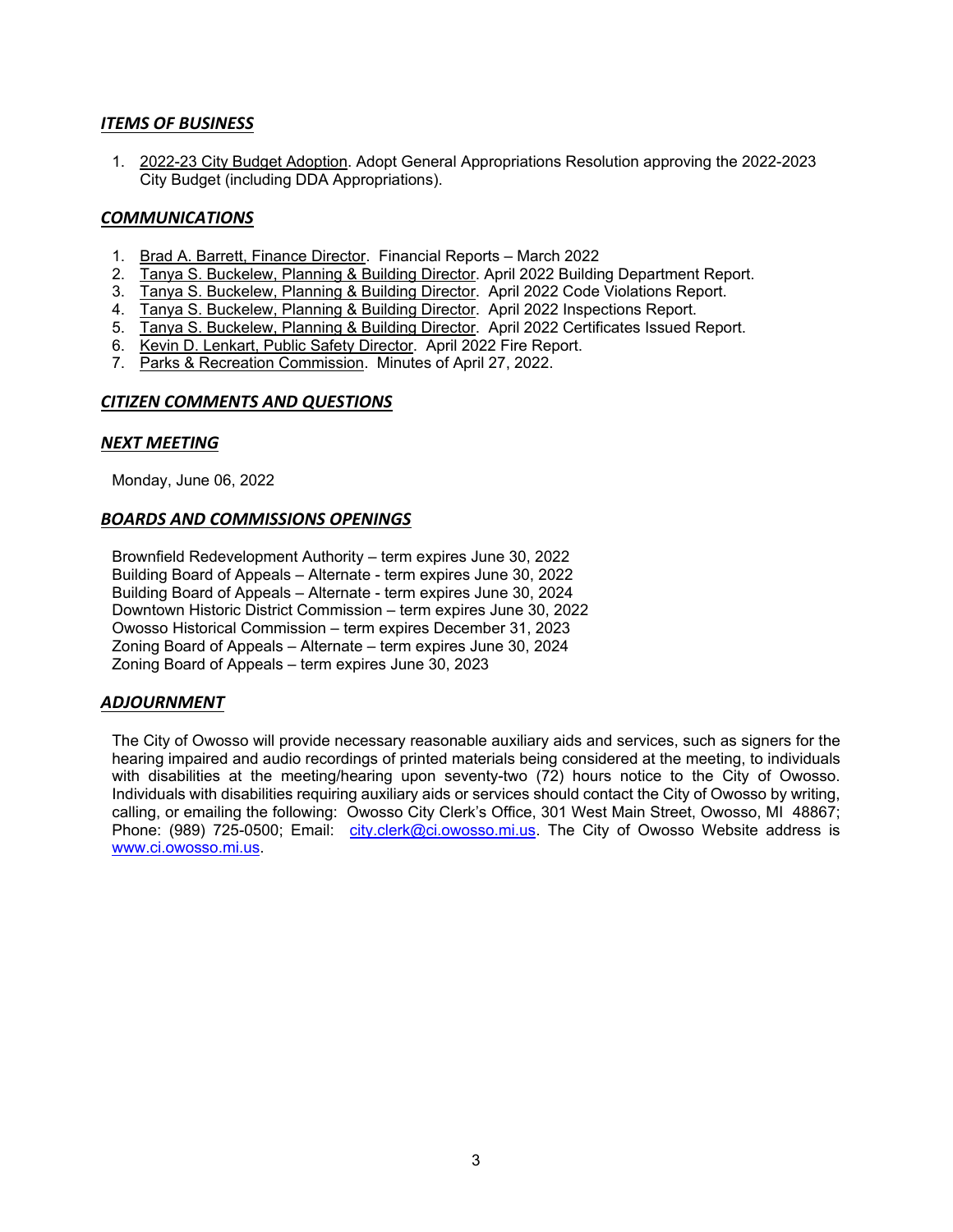## ***ITEMS OF BUSINESS***

1. 2022-23 City Budget Adoption. Adopt General Appropriations Resolution approving the 2022-2023 City Budget (including DDA Appropriations).

## ***COMMUNICATIONS***

1. Brad A. Barrett, Finance Director. Financial Reports – March 2022
2. Tanya S. Buckelew, Planning & Building Director. April 2022 Building Department Report.
3. Tanya S. Buckelew, Planning & Building Director. April 2022 Code Violations Report.
4. Tanya S. Buckelew, Planning & Building Director. April 2022 Inspections Report.
5. Tanya S. Buckelew, Planning & Building Director. April 2022 Certificates Issued Report.
6. Kevin D. Lenkart, Public Safety Director. April 2022 Fire Report.
7. Parks & Recreation Commission. Minutes of April 27, 2022.

## ***CITIZEN COMMENTS AND QUESTIONS***

## ***NEXT MEETING***

Monday, June 06, 2022

## ***BOARDS AND COMMISSIONS OPENINGS***

Brownfield Redevelopment Authority – term expires June 30, 2022
Building Board of Appeals – Alternate - term expires June 30, 2022
Building Board of Appeals – Alternate - term expires June 30, 2024
Downtown Historic District Commission – term expires June 30, 2022
Owosso Historical Commission – term expires December 31, 2023
Zoning Board of Appeals – Alternate – term expires June 30, 2024
Zoning Board of Appeals – term expires June 30, 2023

## ***ADJOURNMENT***

The City of Owosso will provide necessary reasonable auxiliary aids and services, such as signers for the hearing impaired and audio recordings of printed materials being considered at the meeting, to individuals with disabilities at the meeting/hearing upon seventy-two (72) hours notice to the City of Owosso. Individuals with disabilities requiring auxiliary aids or services should contact the City of Owosso by writing, calling, or emailing the following: Owosso City Clerk's Office, 301 West Main Street, Owosso, MI 48867; Phone: (989) 725-0500; Email: city.clerk@ci.owosso.mi.us. The City of Owosso Website address is www.ci.owosso.mi.us.